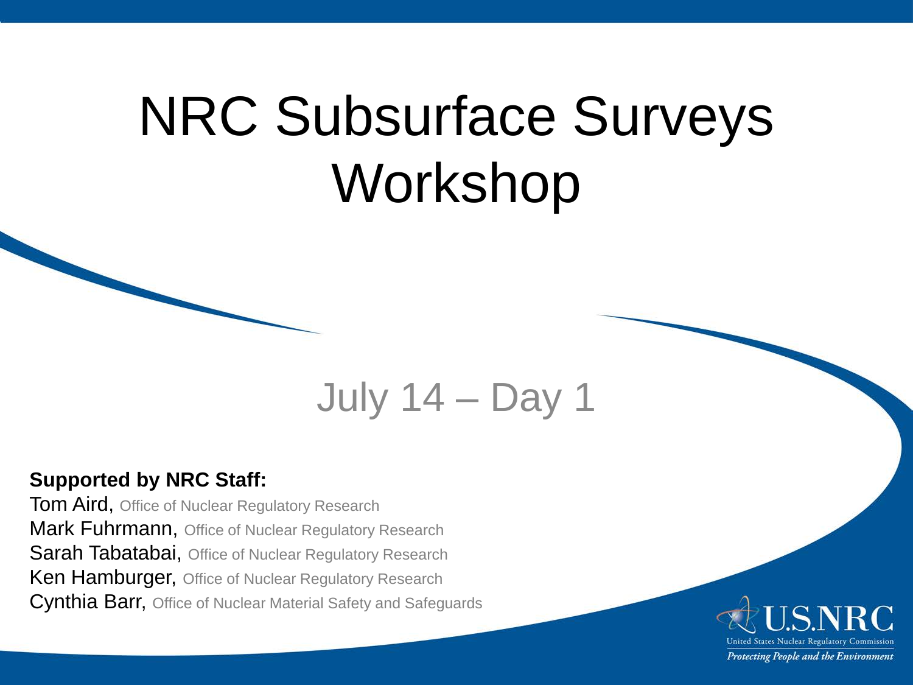# NRC Subsurface Surveys Workshop

## July 14 – Day 1

**Supported by NRC Staff:**

Tom Aird, Office of Nuclear Regulatory Research
Mark Fuhrmann, Office of Nuclear Regulatory Research
Sarah Tabatabai, Office of Nuclear Regulatory Research
Ken Hamburger, Office of Nuclear Regulatory Research
Cynthia Barr, Office of Nuclear Material Safety and Safeguards

U.S.NRC
United States Nuclear Regulatory Commission
*Protecting People and the Environment*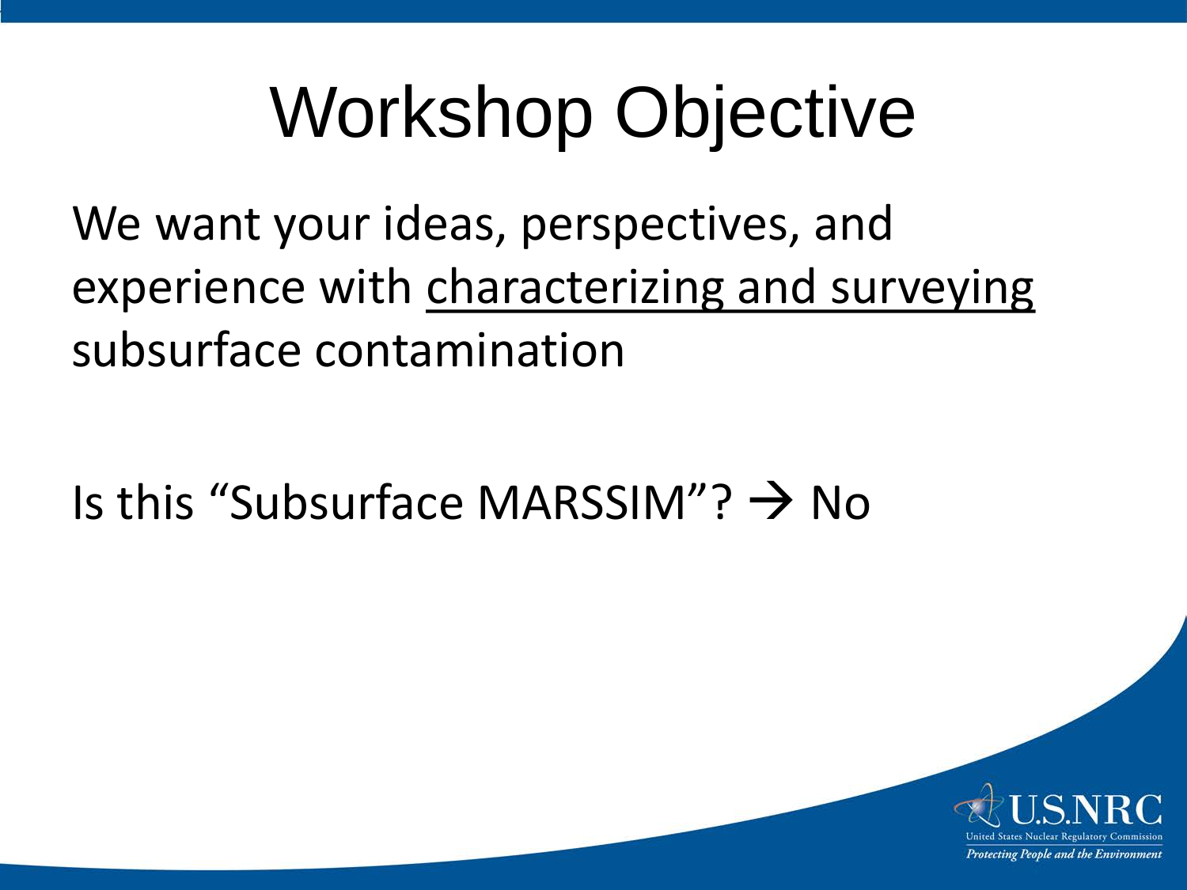# Workshop Objective

We want your ideas, perspectives, and experience with <u>characterizing and surveying</u> subsurface contamination

Is this “Subsurface MARSSIM”? → No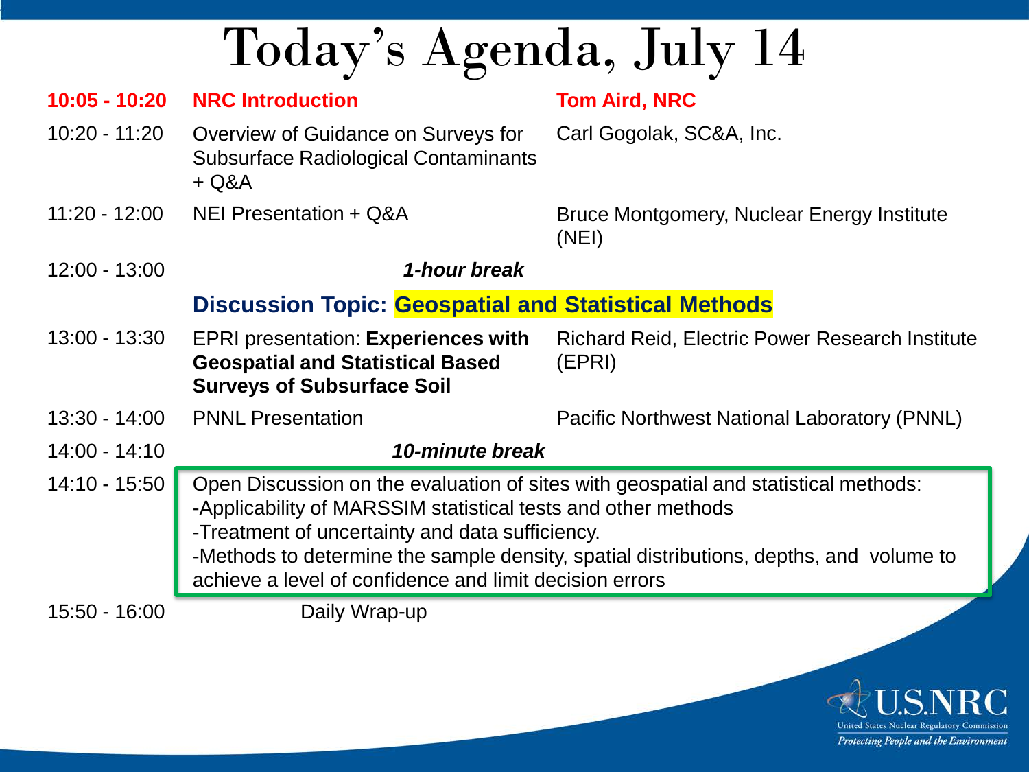# Today's Agenda, July 14

| Time | Item | Presenter |
|---|---|---|
| **10:05 - 10:20** | **NRC Introduction** | **Tom Aird, NRC** |
| 10:20 - 11:20 | Overview of Guidance on Surveys for Subsurface Radiological Contaminants + Q&A | Carl Gogolak, SC&A, Inc. |
| 11:20 - 12:00 | NEI Presentation + Q&A | Bruce Montgomery, Nuclear Energy Institute (NEI) |
| 12:00 - 13:00 | ***1-hour break*** | |
| | **Discussion Topic: Geospatial and Statistical Methods** | |
| 13:00 - 13:30 | EPRI presentation: **Experiences with Geospatial and Statistical Based Surveys of Subsurface Soil** | Richard Reid, Electric Power Research Institute (EPRI) |
| 13:30 - 14:00 | PNNL Presentation | Pacific Northwest National Laboratory (PNNL) |
| 14:00 - 14:10 | ***10-minute break*** | |
| 14:10 - 15:50 | Open Discussion on the evaluation of sites with geospatial and statistical methods:<br>-Applicability of MARSSIM statistical tests and other methods<br>-Treatment of uncertainty and data sufficiency.<br>-Methods to determine the sample density, spatial distributions, depths, and volume to achieve a level of confidence and limit decision errors | |
| 15:50 - 16:00 | Daily Wrap-up | |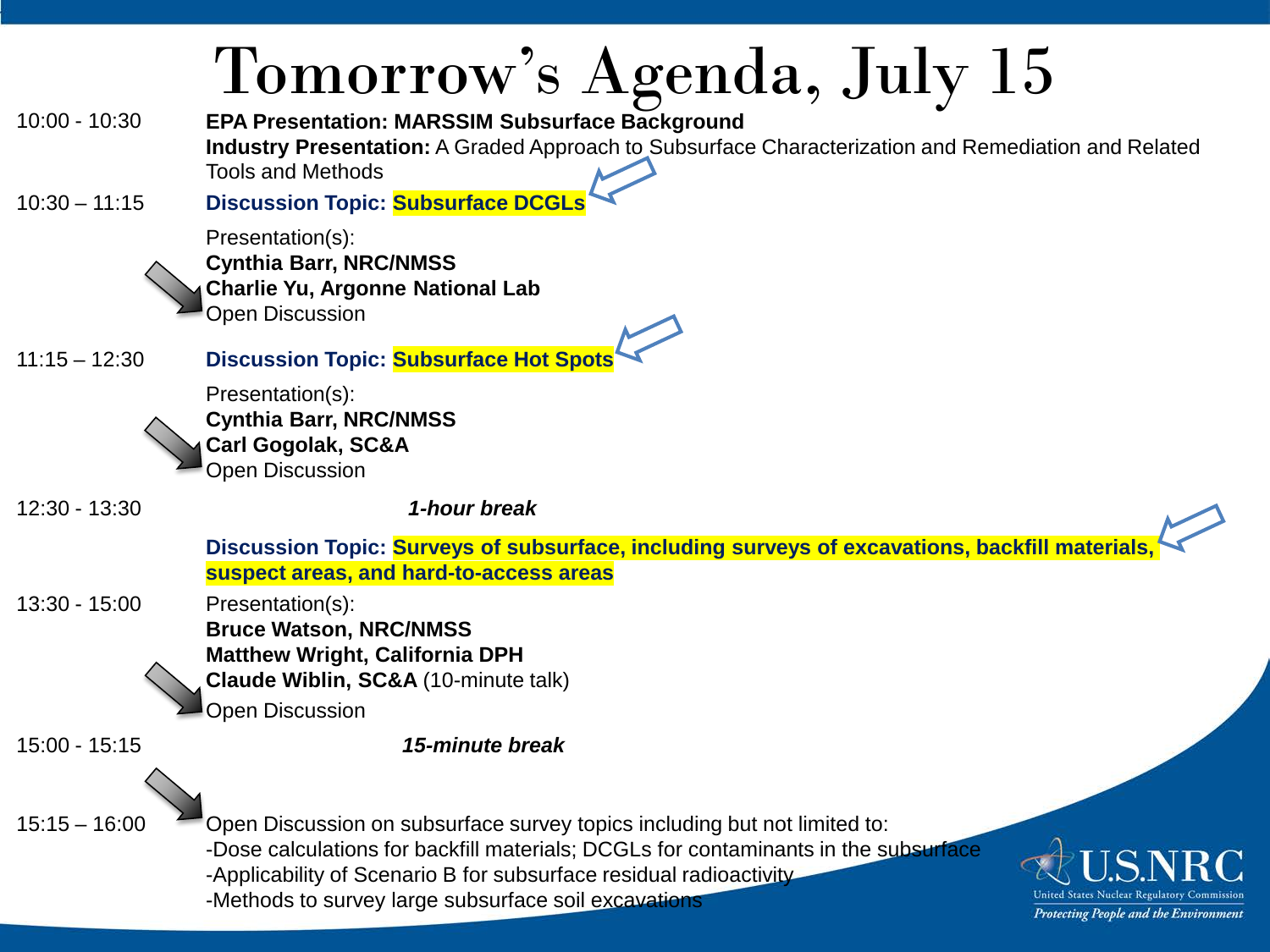# Tomorrow's Agenda, July 15

| Time | Agenda |
|---|---|
| 10:00 - 10:30 | **EPA Presentation: MARSSIM Subsurface Background**<br>**Industry Presentation:** A Graded Approach to Subsurface Characterization and Remediation and Related Tools and Methods |
| 10:30 – 11:15 | **Discussion Topic: Subsurface DCGLs**<br>Presentation(s):<br>**Cynthia Barr, NRC/NMSS**<br>**Charlie Yu, Argonne National Lab**<br>Open Discussion |
| 11:15 – 12:30 | **Discussion Topic: Subsurface Hot Spots**<br>Presentation(s):<br>**Cynthia Barr, NRC/NMSS**<br>**Carl Gogolak, SC&A**<br>Open Discussion |
| 12:30 - 13:30 | ***1-hour break*** |
| 13:30 - 15:00 | **Discussion Topic: Surveys of subsurface, including surveys of excavations, backfill materials, suspect areas, and hard-to-access areas**<br>Presentation(s):<br>**Bruce Watson, NRC/NMSS**<br>**Matthew Wright, California DPH**<br>**Claude Wiblin, SC&A** (10-minute talk)<br>Open Discussion |
| 15:00 - 15:15 | ***15-minute break*** |
| 15:15 – 16:00 | Open Discussion on subsurface survey topics including but not limited to:<br>-Dose calculations for backfill materials; DCGLs for contaminants in the subsurface<br>-Applicability of Scenario B for subsurface residual radioactivity<br>-Methods to survey large subsurface soil excavations |

U.S.NRC
United States Nuclear Regulatory Commission
*Protecting People and the Environment*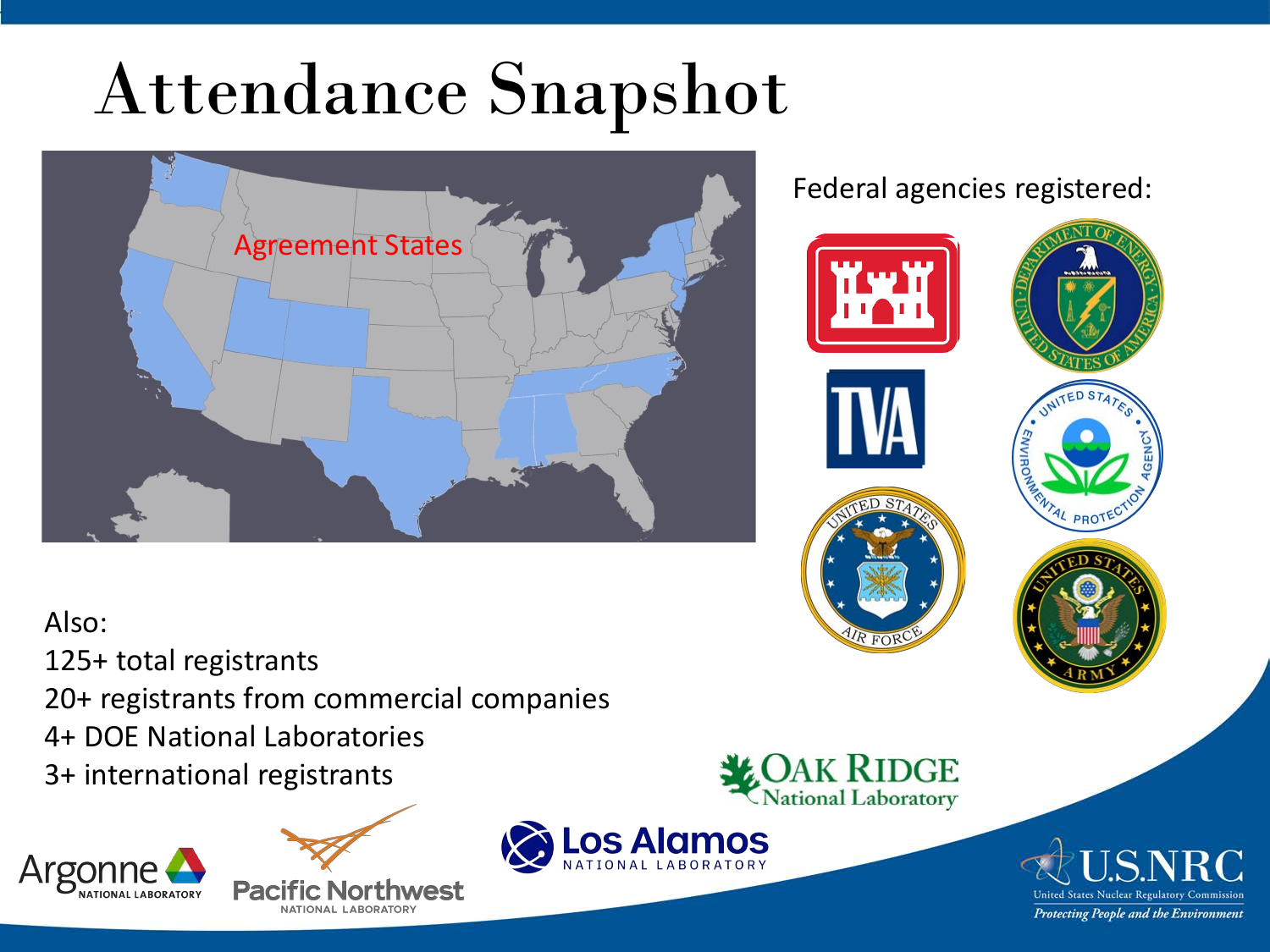# Attendance Snapshot

Agreement States

Federal agencies registered:

Also:

125+ total registrants

20+ registrants from commercial companies

4+ DOE National Laboratories

3+ international registrants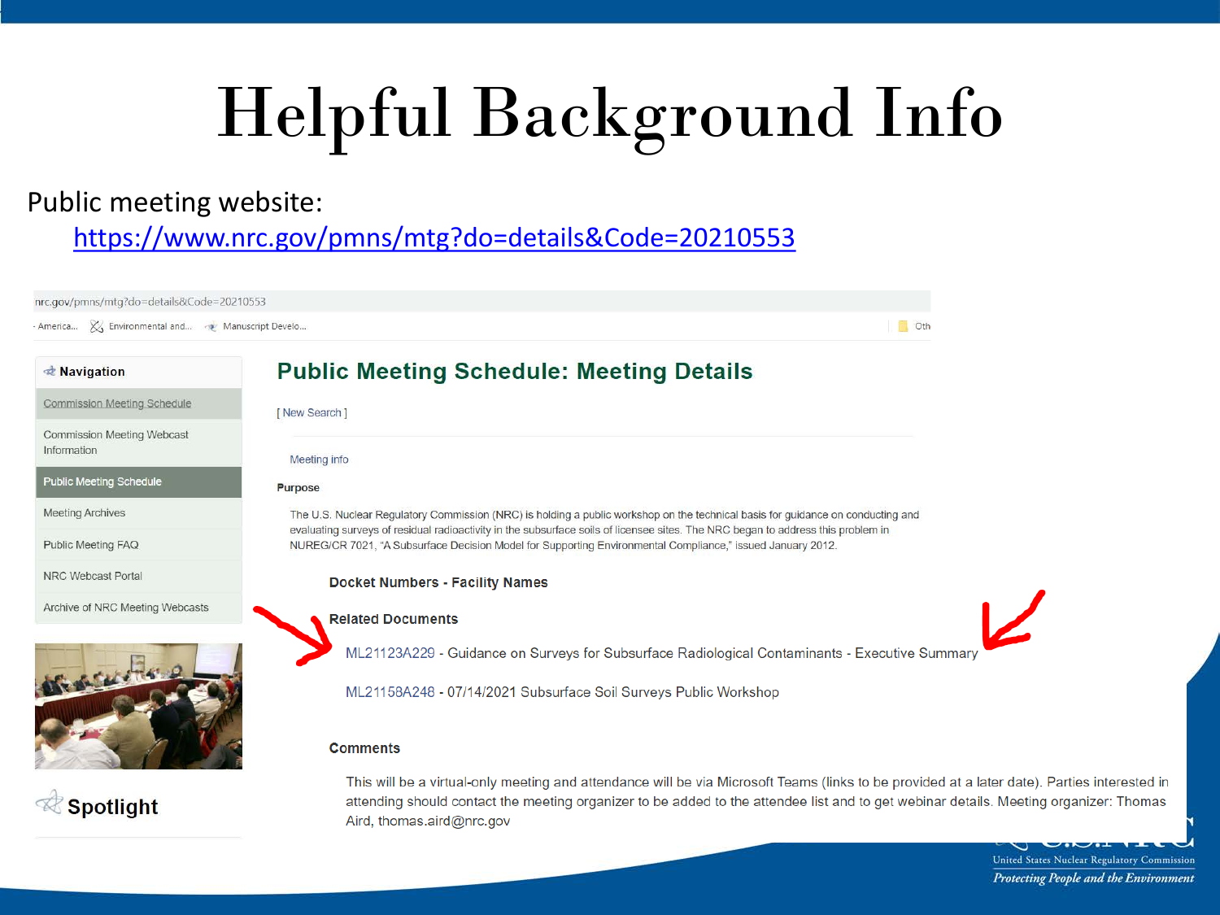# Helpful Background Info

Public meeting website:

https://www.nrc.gov/pmns/mtg?do=details&Code=20210553

nrc.gov/pmns/mtg?do=details&Code=20210553

**Navigation**

- Commission Meeting Schedule
- Commission Meeting Webcast Information
- Public Meeting Schedule
- Meeting Archives
- Public Meeting FAQ
- NRC Webcast Portal
- Archive of NRC Meeting Webcasts

**Spotlight**

## Public Meeting Schedule: Meeting Details

[ New Search ]

Meeting info

**Purpose**

The U.S. Nuclear Regulatory Commission (NRC) is holding a public workshop on the technical basis for guidance on conducting and evaluating surveys of residual radioactivity in the subsurface soils of licensee sites. The NRC began to address this problem in NUREG/CR 7021, "A Subsurface Decision Model for Supporting Environmental Compliance," issued January 2012.

**Docket Numbers - Facility Names**

**Related Documents**

ML21123A229 - Guidance on Surveys for Subsurface Radiological Contaminants - Executive Summary

ML21158A248 - 07/14/2021 Subsurface Soil Surveys Public Workshop

**Comments**

This will be a virtual-only meeting and attendance will be via Microsoft Teams (links to be provided at a later date). Parties interested in attending should contact the meeting organizer to be added to the attendee list and to get webinar details. Meeting organizer: Thomas Aird, thomas.aird@nrc.gov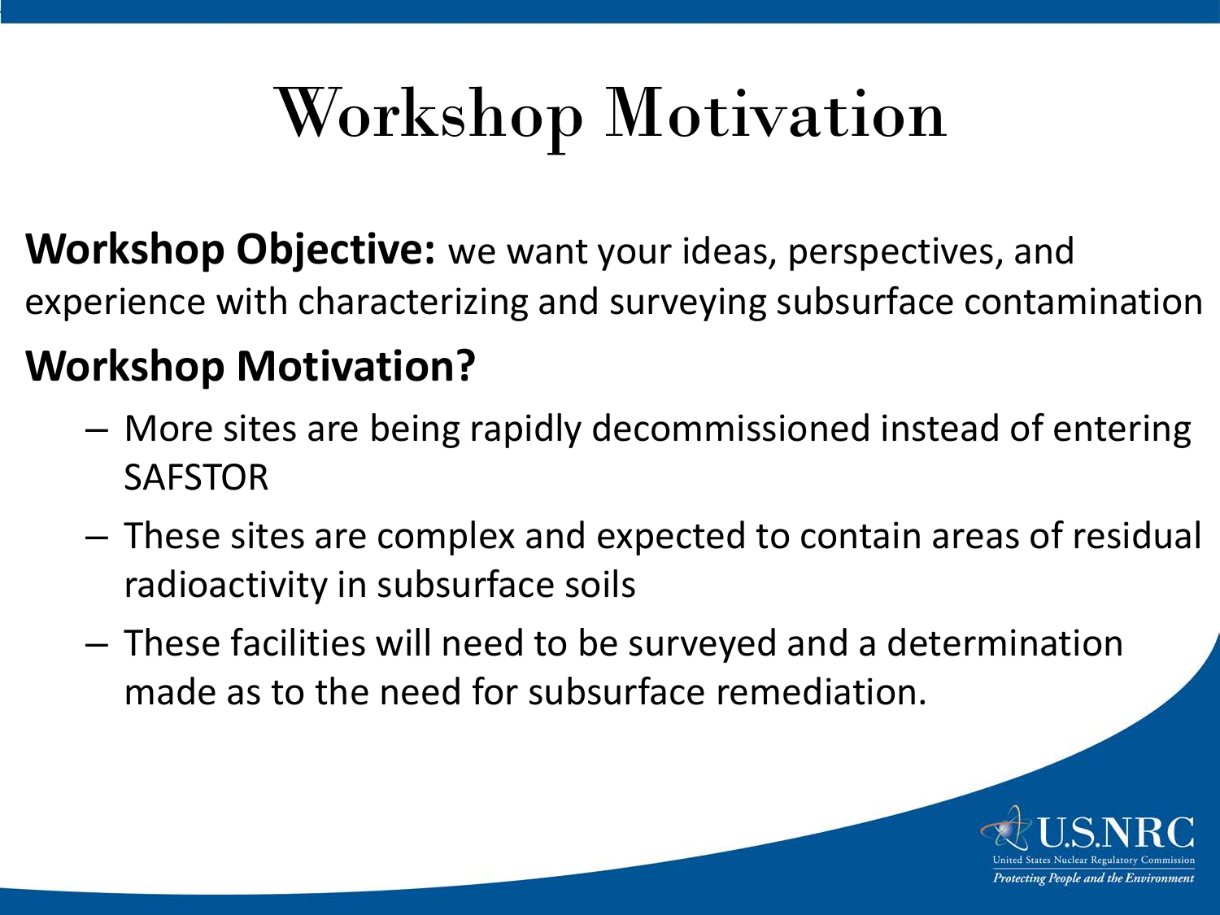# Workshop Motivation

**Workshop Objective:** we want your ideas, perspectives, and experience with characterizing and surveying subsurface contamination

**Workshop Motivation?**

- More sites are being rapidly decommissioned instead of entering SAFSTOR
- These sites are complex and expected to contain areas of residual radioactivity in subsurface soils
- These facilities will need to be surveyed and a determination made as to the need for subsurface remediation.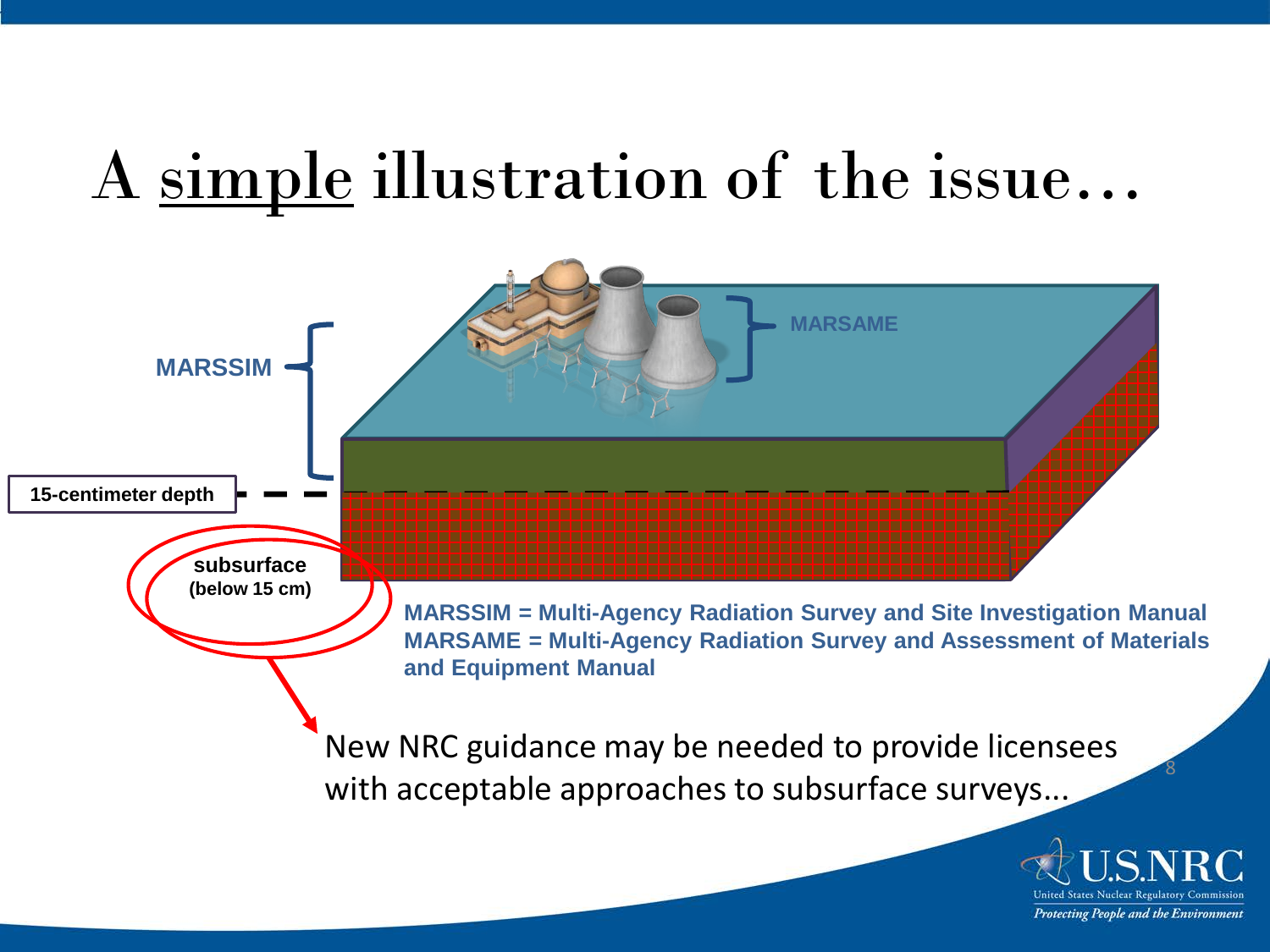# A simple illustration of the issue…

MARSSIM

MARSAME

15-centimeter depth

subsurface (below 15 cm)

**MARSSIM = Multi-Agency Radiation Survey and Site Investigation Manual**
**MARSAME = Multi-Agency Radiation Survey and Assessment of Materials and Equipment Manual**

New NRC guidance may be needed to provide licensees with acceptable approaches to subsurface surveys...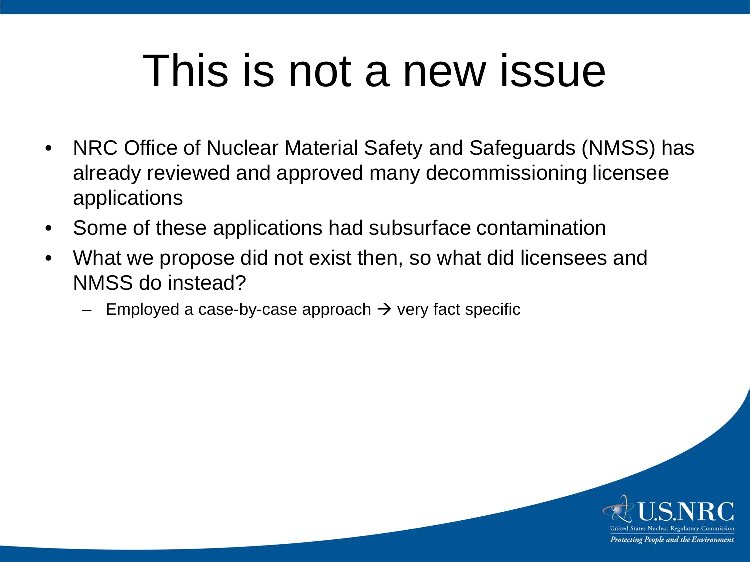# This is not a new issue

- NRC Office of Nuclear Material Safety and Safeguards (NMSS) has already reviewed and approved many decommissioning licensee applications
- Some of these applications had subsurface contamination
- What we propose did not exist then, so what did licensees and NMSS do instead?
  - Employed a case-by-case approach → very fact specific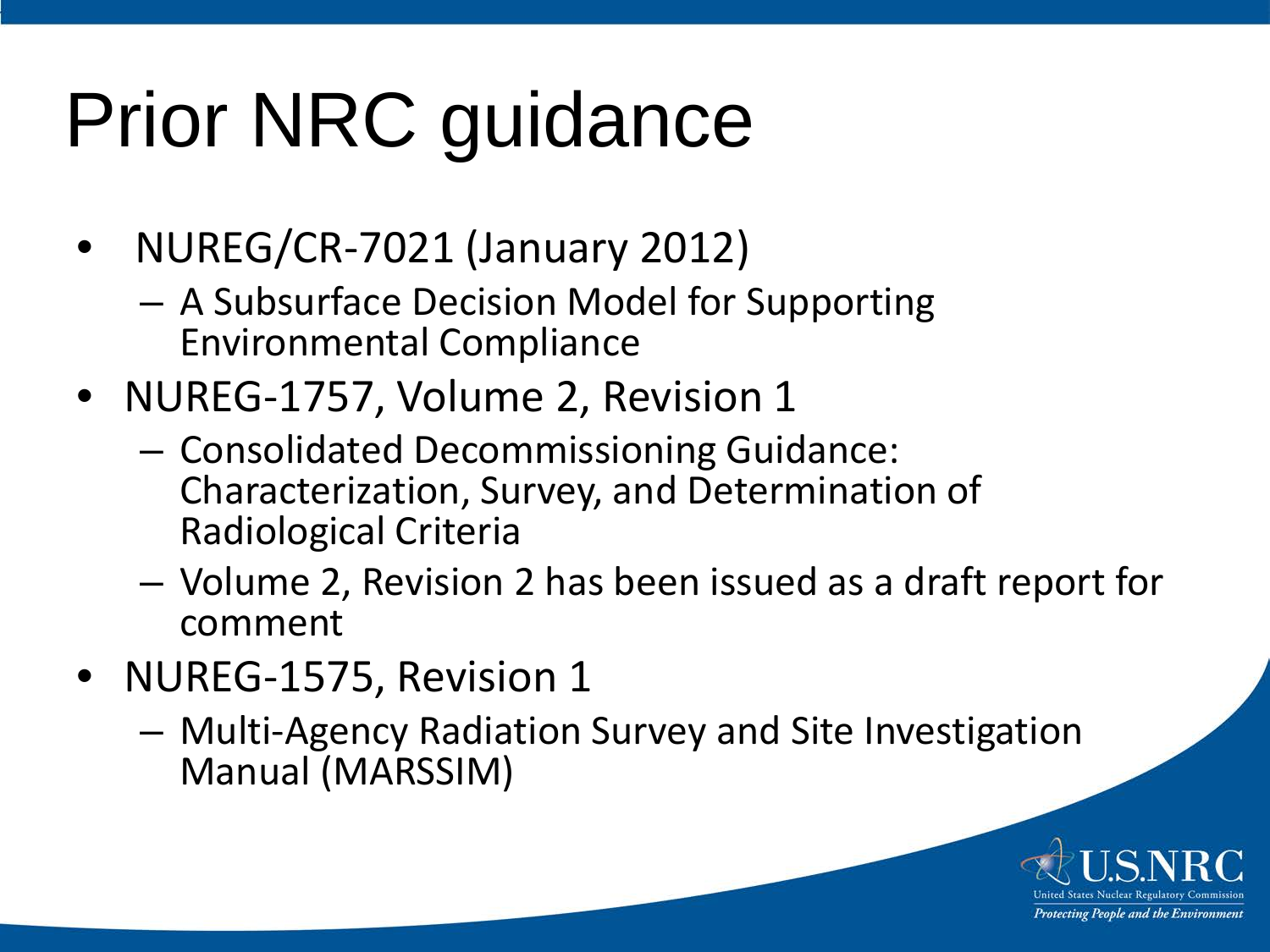# Prior NRC guidance

- NUREG/CR-7021 (January 2012)
  - A Subsurface Decision Model for Supporting Environmental Compliance
- NUREG-1757, Volume 2, Revision 1
  - Consolidated Decommissioning Guidance: Characterization, Survey, and Determination of Radiological Criteria
  - Volume 2, Revision 2 has been issued as a draft report for comment
- NUREG-1575, Revision 1
  - Multi-Agency Radiation Survey and Site Investigation Manual (MARSSIM)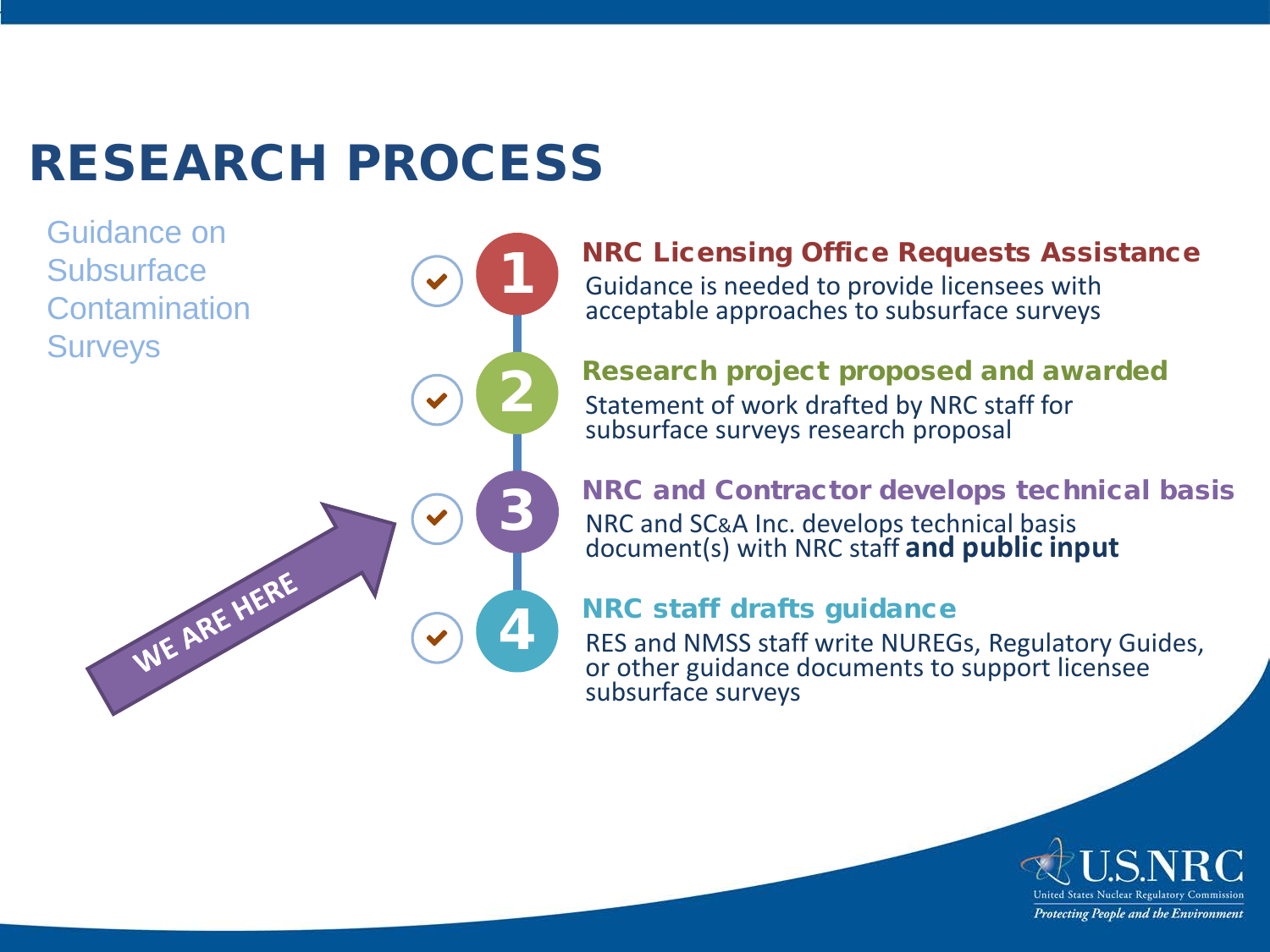# RESEARCH PROCESS

Guidance on Subsurface Contamination Surveys

WE ARE HERE

**1 NRC Licensing Office Requests Assistance**

Guidance is needed to provide licensees with acceptable approaches to subsurface surveys

**2 Research project proposed and awarded**

Statement of work drafted by NRC staff for subsurface surveys research proposal

**3 NRC and Contractor develops technical basis**

NRC and SC&A Inc. develops technical basis document(s) with NRC staff **and public input**

**4 NRC staff drafts guidance**

RES and NMSS staff write NUREGs, Regulatory Guides, or other guidance documents to support licensee subsurface surveys

U.S.NRC
United States Nuclear Regulatory Commission
*Protecting People and the Environment*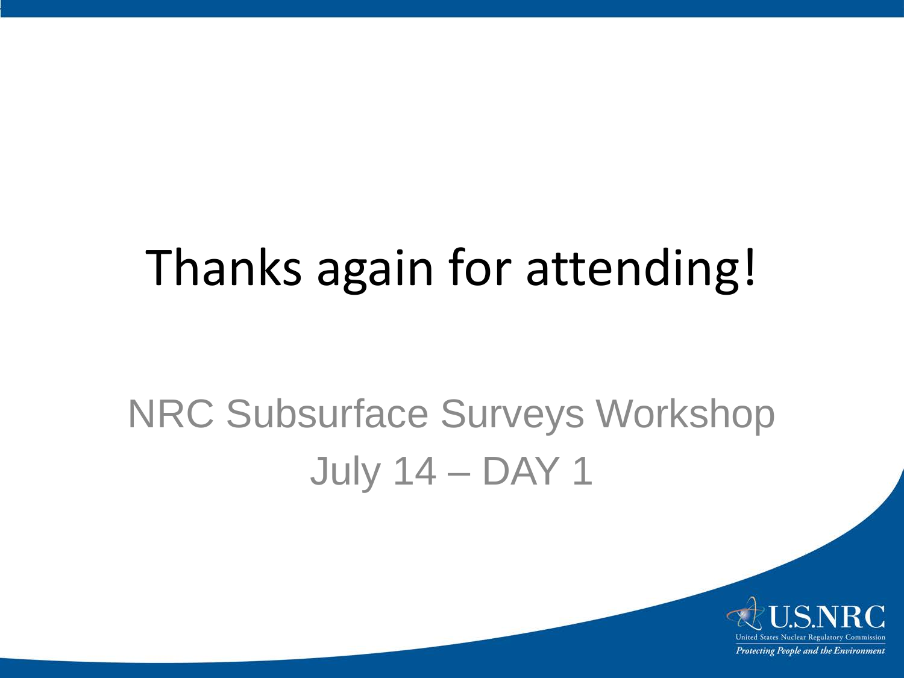# Thanks again for attending!

## NRC Subsurface Surveys Workshop
## July 14 – DAY 1

U.S.NRC
United States Nuclear Regulatory Commission
*Protecting People and the Environment*